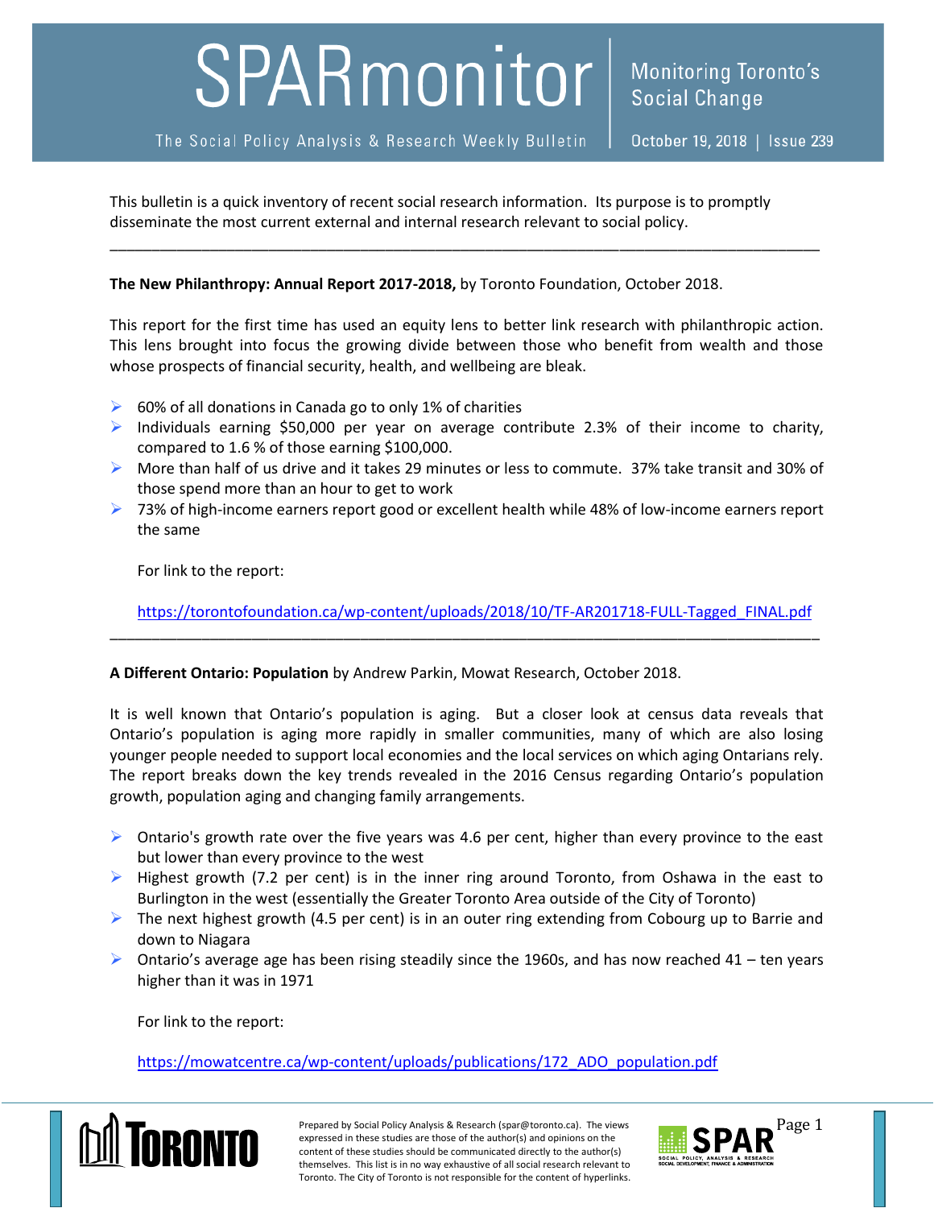# SPARmonitor

The Social Policy Analysis & Research Weekly Bulletin

Monitoring Toronto's Social Change

October 19, 2018 | Issue 239

This bulletin is a quick inventory of recent social research information. Its purpose is to promptly disseminate the most current external and internal research relevant to social policy.

---

**The New Philanthropy: Annual Report 2017-2018,** by Toronto Foundation, October 2018.

This report for the first time has used an equity lens to better link research with philanthropic action. This lens brought into focus the growing divide between those who benefit from wealth and those whose prospects of financial security, health, and wellbeing are bleak.

- 60% of all donations in Canada go to only 1% of charities
- Individuals earning $50,000 per year on average contribute 2.3% of their income to charity, compared to 1.6 % of those earning $100,000.
- More than half of us drive and it takes 29 minutes or less to commute. 37% take transit and 30% of those spend more than an hour to get to work
- 73% of high-income earners report good or excellent health while 48% of low-income earners report the same

For link to the report:

https://torontofoundation.ca/wp-content/uploads/2018/10/TF-AR201718-FULL-Tagged_FINAL.pdf

---

**A Different Ontario: Population** by Andrew Parkin, Mowat Research, October 2018.

It is well known that Ontario's population is aging. But a closer look at census data reveals that Ontario's population is aging more rapidly in smaller communities, many of which are also losing younger people needed to support local economies and the local services on which aging Ontarians rely. The report breaks down the key trends revealed in the 2016 Census regarding Ontario's population growth, population aging and changing family arrangements.

- Ontario's growth rate over the five years was 4.6 per cent, higher than every province to the east but lower than every province to the west
- Highest growth (7.2 per cent) is in the inner ring around Toronto, from Oshawa in the east to Burlington in the west (essentially the Greater Toronto Area outside of the City of Toronto)
- The next highest growth (4.5 per cent) is in an outer ring extending from Cobourg up to Barrie and down to Niagara
- Ontario's average age has been rising steadily since the 1960s, and has now reached 41 – ten years higher than it was in 1971

For link to the report:

https://mowatcentre.ca/wp-content/uploads/publications/172_ADO_population.pdf

Prepared by Social Policy Analysis & Research (spar@toronto.ca). The views expressed in these studies are those of the author(s) and opinions on the content of these studies should be communicated directly to the author(s) themselves. This list is in no way exhaustive of all social research relevant to Toronto. The City of Toronto is not responsible for the content of hyperlinks.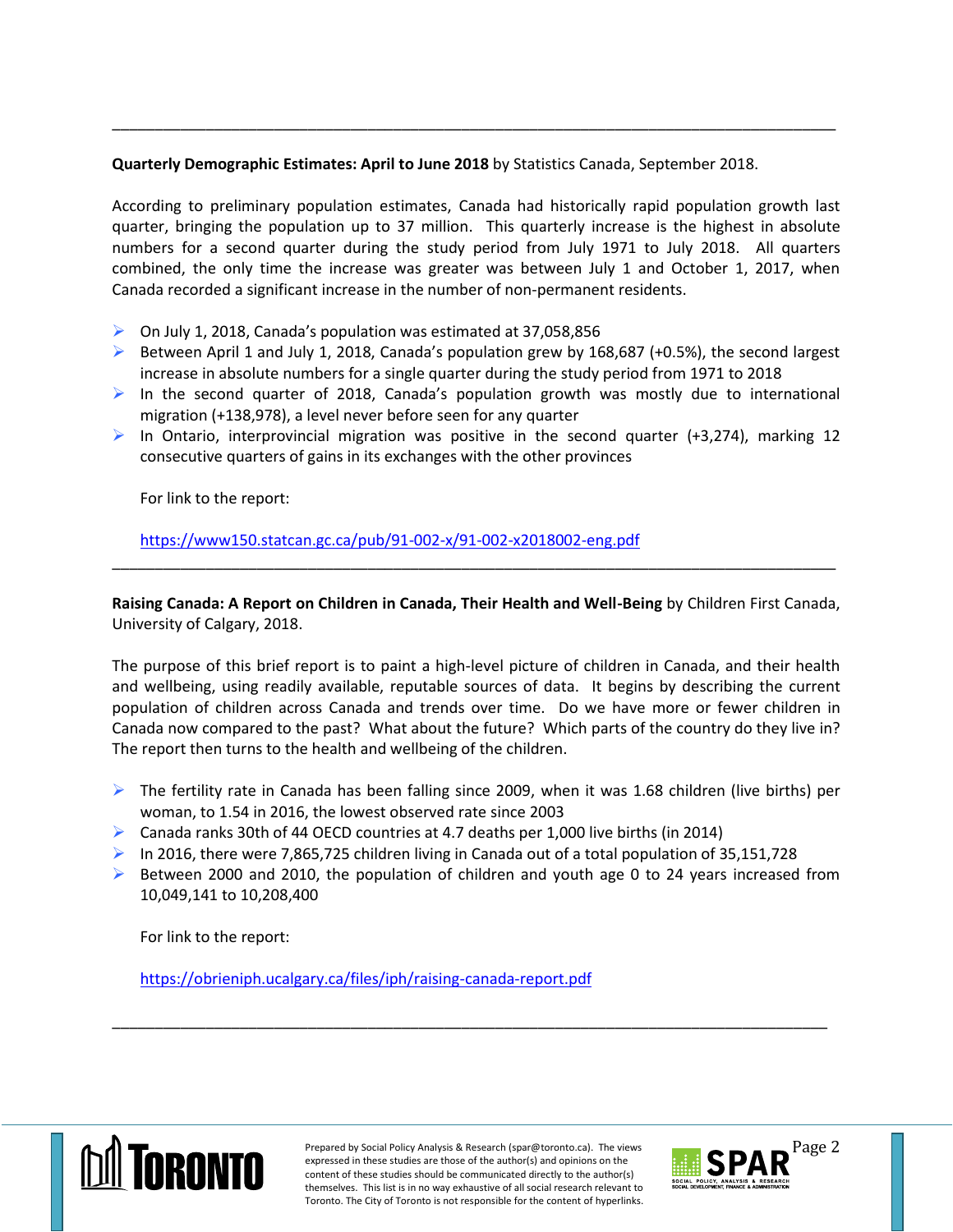---

**Quarterly Demographic Estimates: April to June 2018** by Statistics Canada, September 2018.

According to preliminary population estimates, Canada had historically rapid population growth last quarter, bringing the population up to 37 million. This quarterly increase is the highest in absolute numbers for a second quarter during the study period from July 1971 to July 2018. All quarters combined, the only time the increase was greater was between July 1 and October 1, 2017, when Canada recorded a significant increase in the number of non-permanent residents.

- On July 1, 2018, Canada's population was estimated at 37,058,856
- Between April 1 and July 1, 2018, Canada's population grew by 168,687 (+0.5%), the second largest increase in absolute numbers for a single quarter during the study period from 1971 to 2018
- In the second quarter of 2018, Canada's population growth was mostly due to international migration (+138,978), a level never before seen for any quarter
- In Ontario, interprovincial migration was positive in the second quarter (+3,274), marking 12 consecutive quarters of gains in its exchanges with the other provinces

  For link to the report:

  https://www150.statcan.gc.ca/pub/91-002-x/91-002-x2018002-eng.pdf

---

**Raising Canada: A Report on Children in Canada, Their Health and Well-Being** by Children First Canada, University of Calgary, 2018.

The purpose of this brief report is to paint a high-level picture of children in Canada, and their health and wellbeing, using readily available, reputable sources of data. It begins by describing the current population of children across Canada and trends over time. Do we have more or fewer children in Canada now compared to the past? What about the future? Which parts of the country do they live in? The report then turns to the health and wellbeing of the children.

- The fertility rate in Canada has been falling since 2009, when it was 1.68 children (live births) per woman, to 1.54 in 2016, the lowest observed rate since 2003
- Canada ranks 30th of 44 OECD countries at 4.7 deaths per 1,000 live births (in 2014)
- In 2016, there were 7,865,725 children living in Canada out of a total population of 35,151,728
- Between 2000 and 2010, the population of children and youth age 0 to 24 years increased from 10,049,141 to 10,208,400

  For link to the report:

  https://obrieniph.ucalgary.ca/files/iph/raising-canada-report.pdf

---

Prepared by Social Policy Analysis & Research (spar@toronto.ca). The views expressed in these studies are those of the author(s) and opinions on the content of these studies should be communicated directly to the author(s) themselves. This list is in no way exhaustive of all social research relevant to Toronto. The City of Toronto is not responsible for the content of hyperlinks.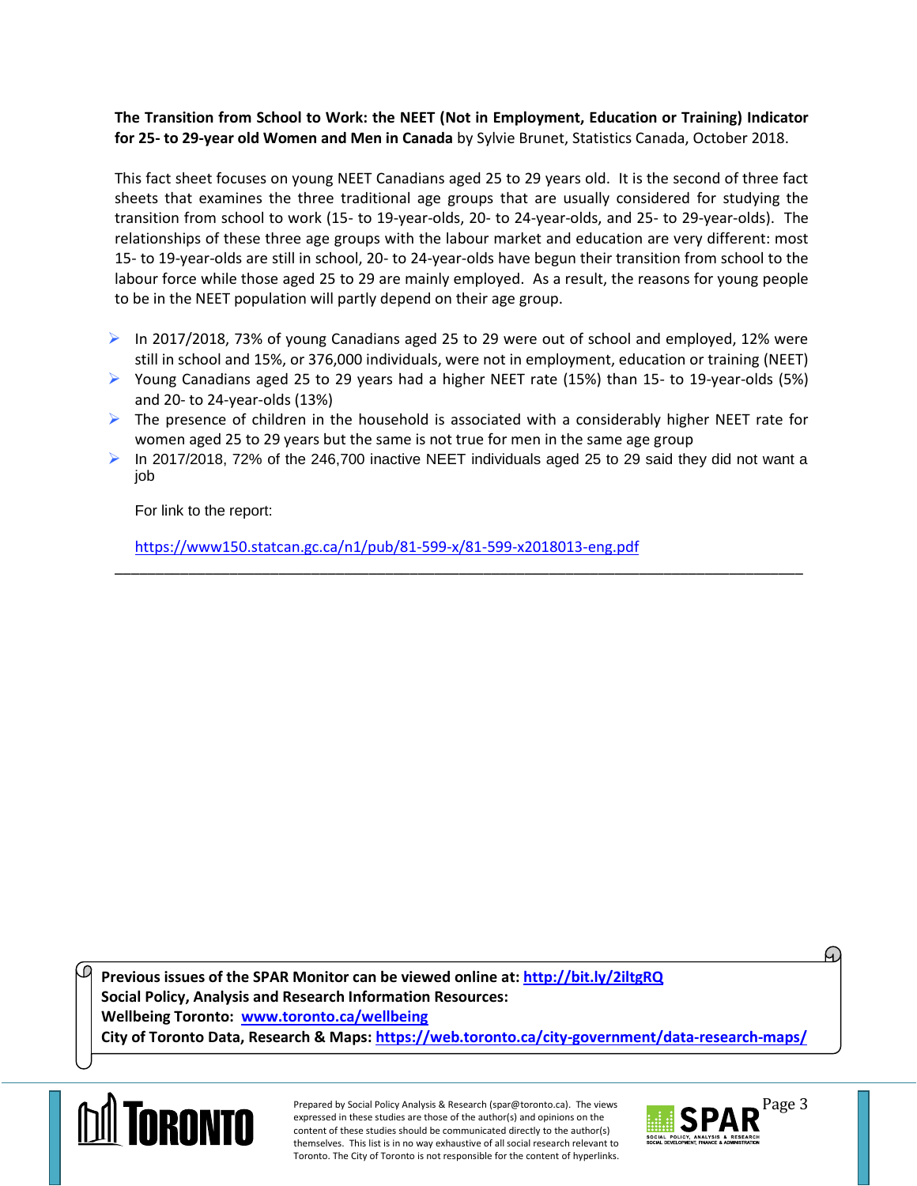**The Transition from School to Work: the NEET (Not in Employment, Education or Training) Indicator for 25- to 29-year old Women and Men in Canada** by Sylvie Brunet, Statistics Canada, October 2018.

This fact sheet focuses on young NEET Canadians aged 25 to 29 years old. It is the second of three fact sheets that examines the three traditional age groups that are usually considered for studying the transition from school to work (15- to 19-year-olds, 20- to 24-year-olds, and 25- to 29-year-olds). The relationships of these three age groups with the labour market and education are very different: most 15- to 19-year-olds are still in school, 20- to 24-year-olds have begun their transition from school to the labour force while those aged 25 to 29 are mainly employed. As a result, the reasons for young people to be in the NEET population will partly depend on their age group.

- In 2017/2018, 73% of young Canadians aged 25 to 29 were out of school and employed, 12% were still in school and 15%, or 376,000 individuals, were not in employment, education or training (NEET)
- Young Canadians aged 25 to 29 years had a higher NEET rate (15%) than 15- to 19-year-olds (5%) and 20- to 24-year-olds (13%)
- The presence of children in the household is associated with a considerably higher NEET rate for women aged 25 to 29 years but the same is not true for men in the same age group
- In 2017/2018, 72% of the 246,700 inactive NEET individuals aged 25 to 29 said they did not want a job

For link to the report:

https://www150.statcan.gc.ca/n1/pub/81-599-x/81-599-x2018013-eng.pdf

---

**Previous issues of the SPAR Monitor can be viewed online at: http://bit.ly/2iltgRQ**
**Social Policy, Analysis and Research Information Resources:**
**Wellbeing Toronto: www.toronto.ca/wellbeing**
**City of Toronto Data, Research & Maps: https://web.toronto.ca/city-government/data-research-maps/**

Prepared by Social Policy Analysis & Research (spar@toronto.ca). The views expressed in these studies are those of the author(s) and opinions on the content of these studies should be communicated directly to the author(s) themselves. This list is in no way exhaustive of all social research relevant to Toronto. The City of Toronto is not responsible for the content of hyperlinks.